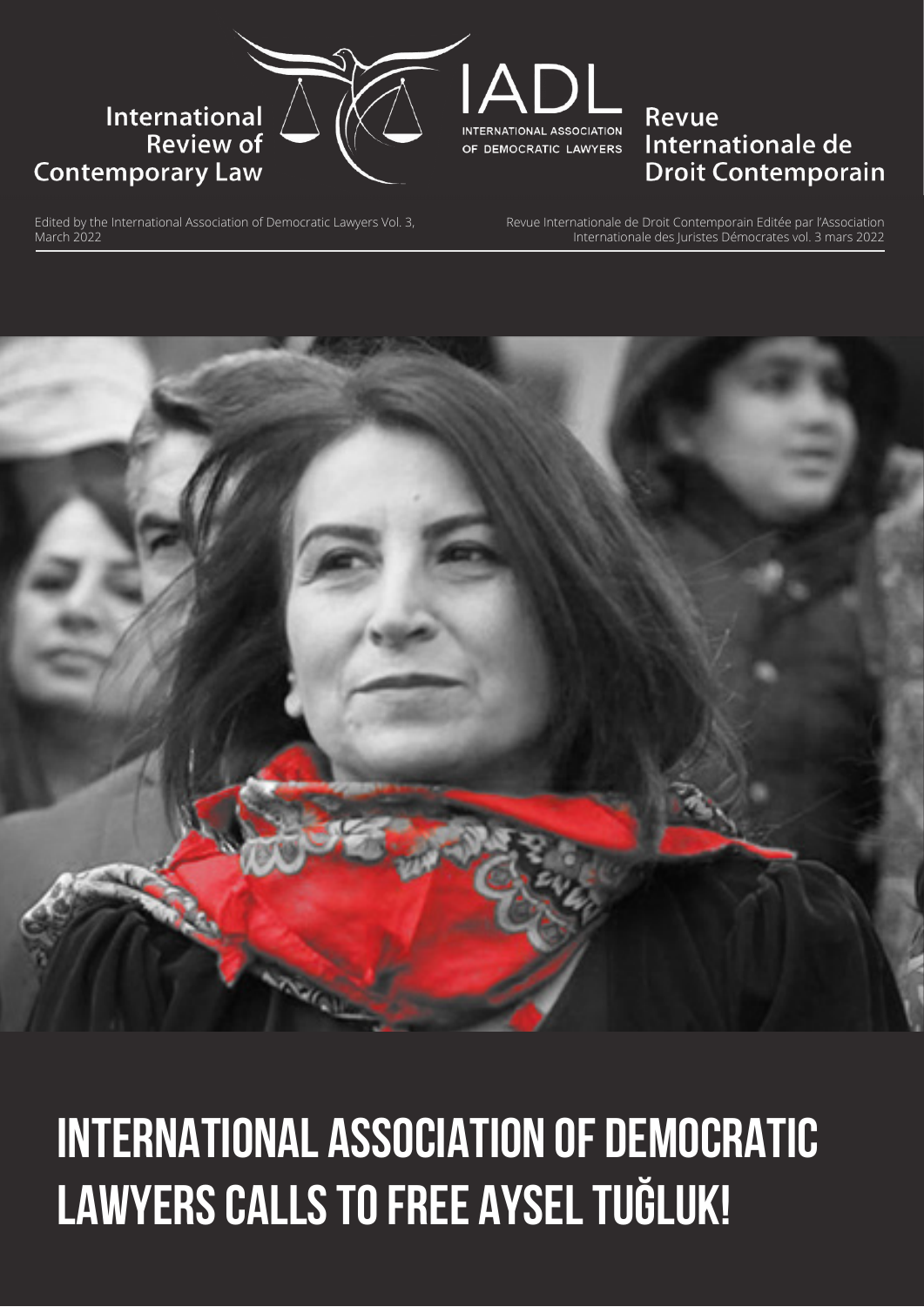International Review of Contemporary Law

IADL

INTERNATIONAL ASSOCIATION OF DEMOCRATIC LAWYERS

Revue Internationale de Droit Contemporain

Edited by the International Association of Democratic Lawyers Vol. 3, March 2022

Revue Internationale de Droit Contemporain Editée par l'Association Internationale des Juristes Démocrates vol. 3 mars 2022

# INTERNATIONAL ASSOCIATION OF DEMOCRATIC LAWYERS CALLS TO FREE AYSEL TUĞLUK!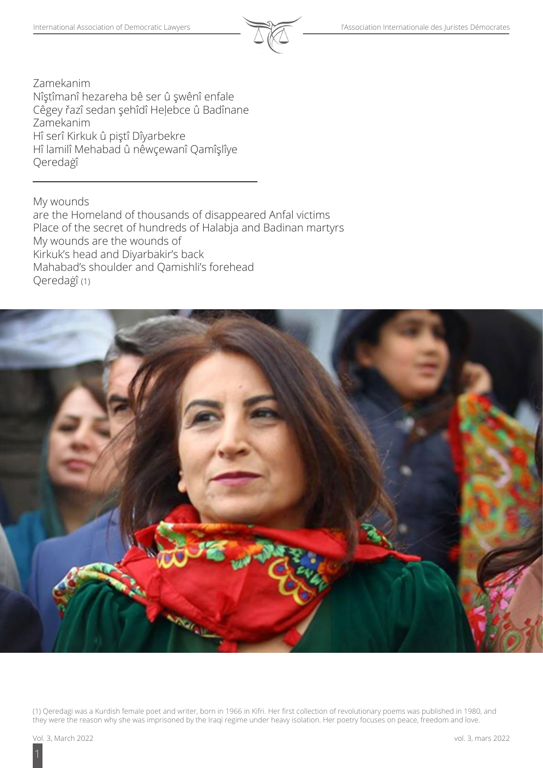Zamekanim
Nîştîmanî hezareha bê ser û şwênî enfale
Cêgey řazî sedan şehîdî Heļebce û Badînane
Zamekanim
Hî serî Kirkuk û piştî Dîyarbekre
Hî lamilî Mehabad û nêwçewanî Qamîşlîye
Qeredaĝî

---

My wounds
are the Homeland of thousands of disappeared Anfal victims
Place of the secret of hundreds of Halabja and Badinan martyrs
My wounds are the wounds of
Kirkuk's head and Diyarbakir's back
Mahabad's shoulder and Qamishli's forehead
Qeredaĝî (1)

(1) Qeredagi was a Kurdish female poet and writer, born in 1966 in Kifri. Her first collection of revolutionary poems was published in 1980, and they were the reason why she was imprisoned by the Iraqi regime under heavy isolation. Her poetry focuses on peace, freedom and love.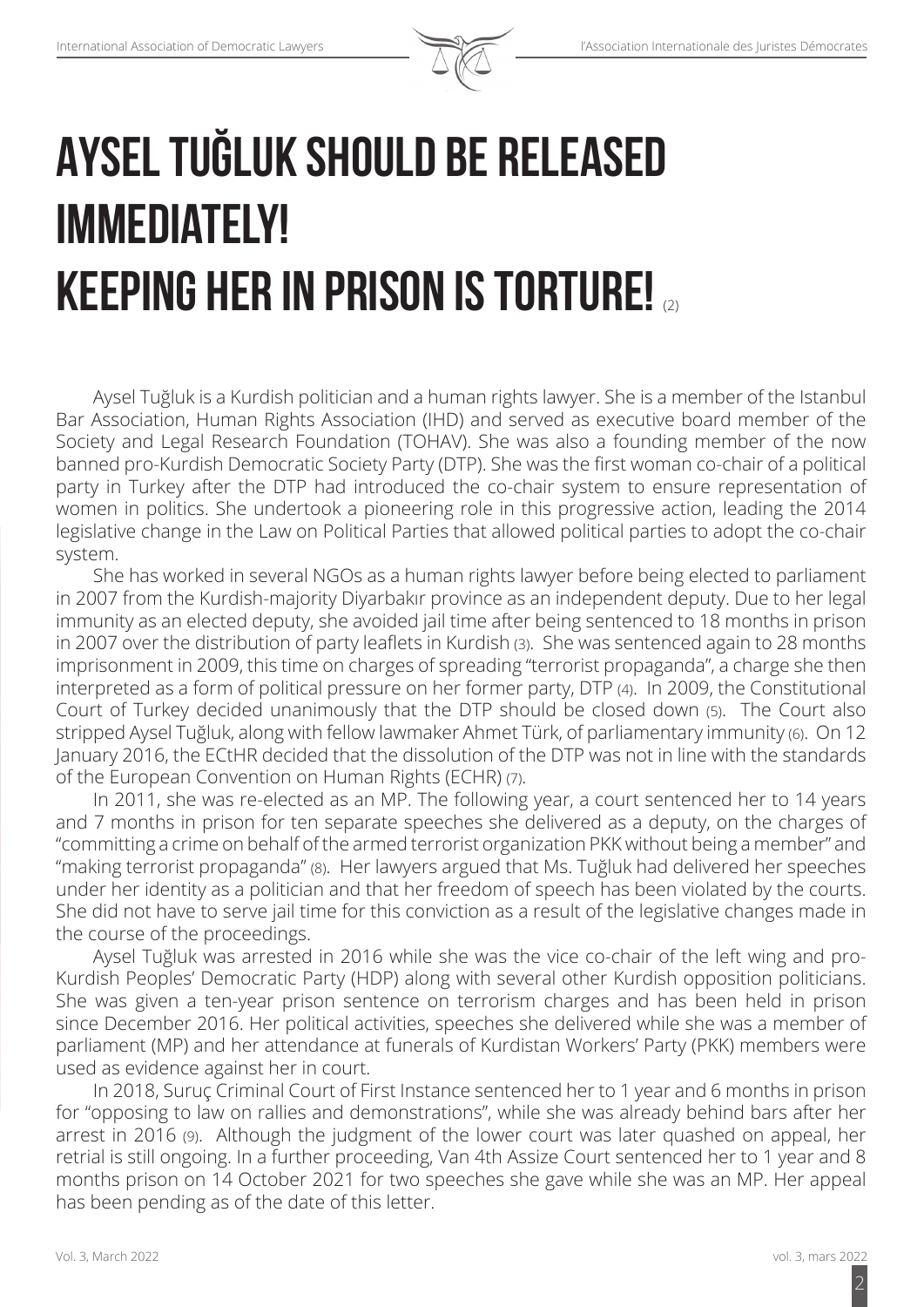# Aysel Tuğluk should be released immediately! Keeping her in prison is torture! (2)

Aysel Tuğluk is a Kurdish politician and a human rights lawyer. She is a member of the Istanbul Bar Association, Human Rights Association (IHD) and served as executive board member of the Society and Legal Research Foundation (TOHAV). She was also a founding member of the now banned pro-Kurdish Democratic Society Party (DTP). She was the first woman co-chair of a political party in Turkey after the DTP had introduced the co-chair system to ensure representation of women in politics. She undertook a pioneering role in this progressive action, leading the 2014 legislative change in the Law on Political Parties that allowed political parties to adopt the co-chair system.

She has worked in several NGOs as a human rights lawyer before being elected to parliament in 2007 from the Kurdish-majority Diyarbakır province as an independent deputy. Due to her legal immunity as an elected deputy, she avoided jail time after being sentenced to 18 months in prison in 2007 over the distribution of party leaflets in Kurdish (3). She was sentenced again to 28 months imprisonment in 2009, this time on charges of spreading "terrorist propaganda", a charge she then interpreted as a form of political pressure on her former party, DTP (4). In 2009, the Constitutional Court of Turkey decided unanimously that the DTP should be closed down (5). The Court also stripped Aysel Tuğluk, along with fellow lawmaker Ahmet Türk, of parliamentary immunity (6). On 12 January 2016, the ECtHR decided that the dissolution of the DTP was not in line with the standards of the European Convention on Human Rights (ECHR) (7).

In 2011, she was re-elected as an MP. The following year, a court sentenced her to 14 years and 7 months in prison for ten separate speeches she delivered as a deputy, on the charges of "committing a crime on behalf of the armed terrorist organization PKK without being a member" and "making terrorist propaganda" (8). Her lawyers argued that Ms. Tuğluk had delivered her speeches under her identity as a politician and that her freedom of speech has been violated by the courts. She did not have to serve jail time for this conviction as a result of the legislative changes made in the course of the proceedings.

Aysel Tuğluk was arrested in 2016 while she was the vice co-chair of the left wing and pro-Kurdish Peoples' Democratic Party (HDP) along with several other Kurdish opposition politicians. She was given a ten-year prison sentence on terrorism charges and has been held in prison since December 2016. Her political activities, speeches she delivered while she was a member of parliament (MP) and her attendance at funerals of Kurdistan Workers' Party (PKK) members were used as evidence against her in court.

In 2018, Suruç Criminal Court of First Instance sentenced her to 1 year and 6 months in prison for "opposing to law on rallies and demonstrations", while she was already behind bars after her arrest in 2016 (9). Although the judgment of the lower court was later quashed on appeal, her retrial is still ongoing. In a further proceeding, Van 4th Assize Court sentenced her to 1 year and 8 months prison on 14 October 2021 for two speeches she gave while she was an MP. Her appeal has been pending as of the date of this letter.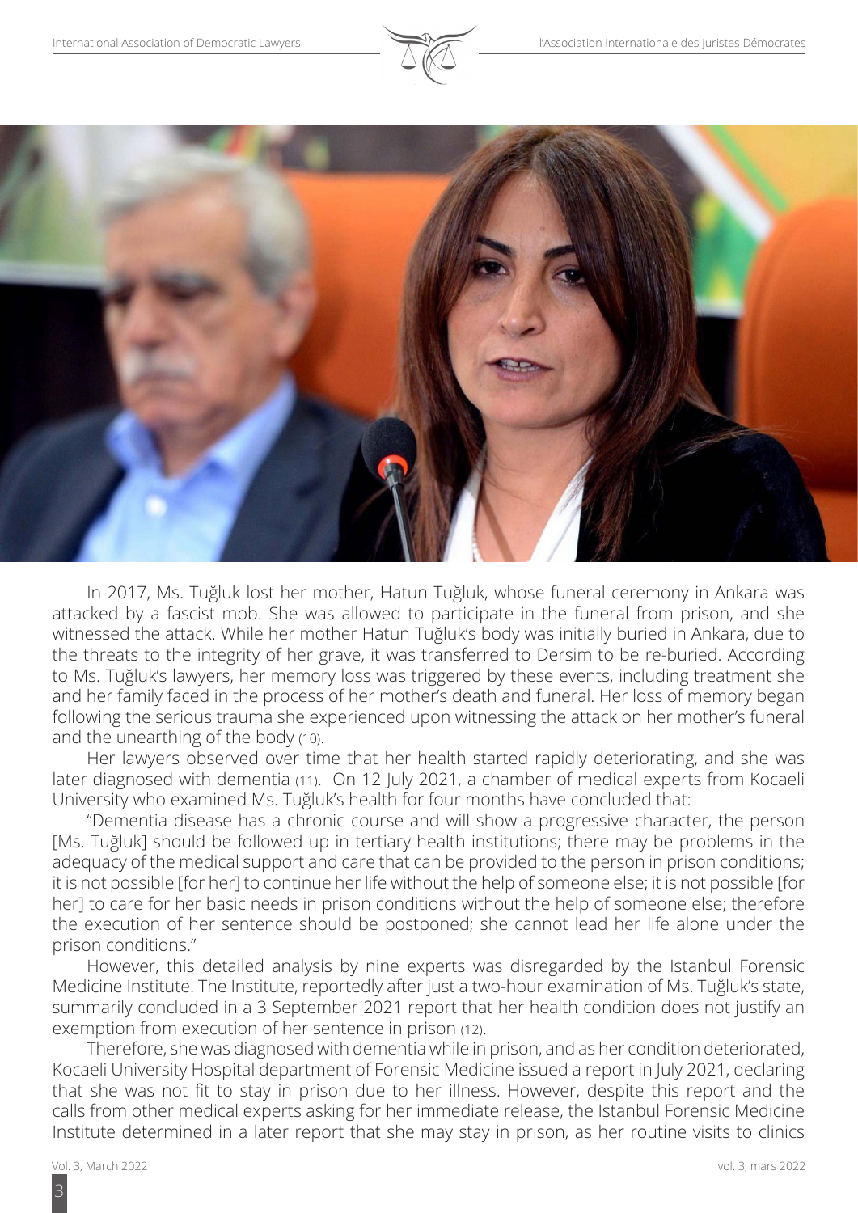In 2017, Ms. Tuğluk lost her mother, Hatun Tuğluk, whose funeral ceremony in Ankara was attacked by a fascist mob. She was allowed to participate in the funeral from prison, and she witnessed the attack. While her mother Hatun Tuğluk's body was initially buried in Ankara, due to the threats to the integrity of her grave, it was transferred to Dersim to be re-buried. According to Ms. Tuğluk's lawyers, her memory loss was triggered by these events, including treatment she and her family faced in the process of her mother's death and funeral. Her loss of memory began following the serious trauma she experienced upon witnessing the attack on her mother's funeral and the unearthing of the body (10).

Her lawyers observed over time that her health started rapidly deteriorating, and she was later diagnosed with dementia (11). On 12 July 2021, a chamber of medical experts from Kocaeli University who examined Ms. Tuğluk's health for four months have concluded that:

"Dementia disease has a chronic course and will show a progressive character, the person [Ms. Tuğluk] should be followed up in tertiary health institutions; there may be problems in the adequacy of the medical support and care that can be provided to the person in prison conditions; it is not possible [for her] to continue her life without the help of someone else; it is not possible [for her] to care for her basic needs in prison conditions without the help of someone else; therefore the execution of her sentence should be postponed; she cannot lead her life alone under the prison conditions."

However, this detailed analysis by nine experts was disregarded by the Istanbul Forensic Medicine Institute. The Institute, reportedly after just a two-hour examination of Ms. Tuğluk's state, summarily concluded in a 3 September 2021 report that her health condition does not justify an exemption from execution of her sentence in prison (12).

Therefore, she was diagnosed with dementia while in prison, and as her condition deteriorated, Kocaeli University Hospital department of Forensic Medicine issued a report in July 2021, declaring that she was not fit to stay in prison due to her illness. However, despite this report and the calls from other medical experts asking for her immediate release, the Istanbul Forensic Medicine Institute determined in a later report that she may stay in prison, as her routine visits to clinics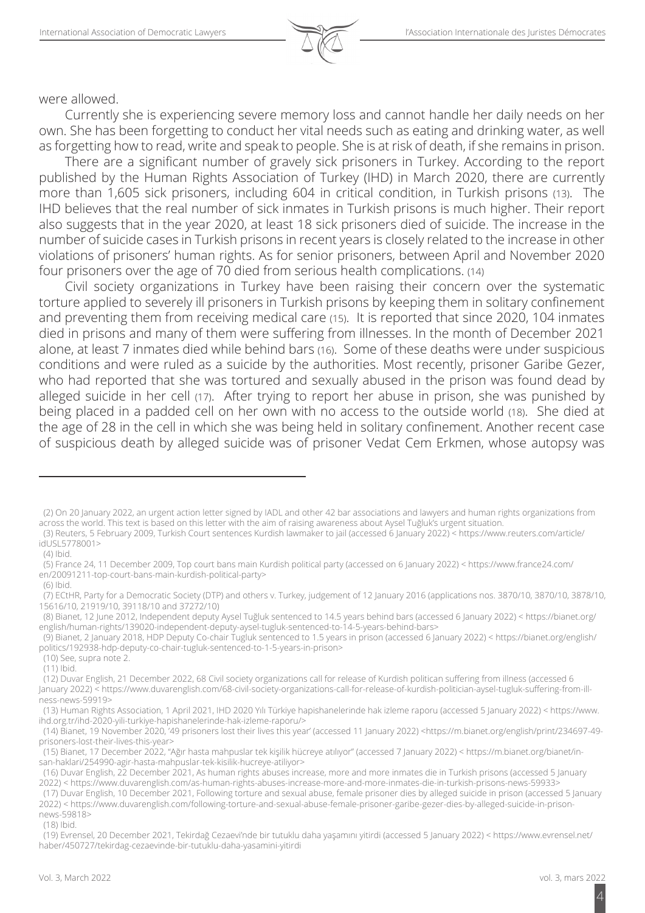were allowed.

Currently she is experiencing severe memory loss and cannot handle her daily needs on her own. She has been forgetting to conduct her vital needs such as eating and drinking water, as well as forgetting how to read, write and speak to people. She is at risk of death, if she remains in prison.

There are a significant number of gravely sick prisoners in Turkey. According to the report published by the Human Rights Association of Turkey (IHD) in March 2020, there are currently more than 1,605 sick prisoners, including 604 in critical condition, in Turkish prisons (13). The IHD believes that the real number of sick inmates in Turkish prisons is much higher. Their report also suggests that in the year 2020, at least 18 sick prisoners died of suicide. The increase in the number of suicide cases in Turkish prisons in recent years is closely related to the increase in other violations of prisoners' human rights. As for senior prisoners, between April and November 2020 four prisoners over the age of 70 died from serious health complications. (14)

Civil society organizations in Turkey have been raising their concern over the systematic torture applied to severely ill prisoners in Turkish prisons by keeping them in solitary confinement and preventing them from receiving medical care (15). It is reported that since 2020, 104 inmates died in prisons and many of them were suffering from illnesses. In the month of December 2021 alone, at least 7 inmates died while behind bars (16). Some of these deaths were under suspicious conditions and were ruled as a suicide by the authorities. Most recently, prisoner Garibe Gezer, who had reported that she was tortured and sexually abused in the prison was found dead by alleged suicide in her cell (17). After trying to report her abuse in prison, she was punished by being placed in a padded cell on her own with no access to the outside world (18). She died at the age of 28 in the cell in which she was being held in solitary confinement. Another recent case of suspicious death by alleged suicide was of prisoner Vedat Cem Erkmen, whose autopsy was

---

(2) On 20 January 2022, an urgent action letter signed by IADL and other 42 bar associations and lawyers and human rights organizations from across the world. This text is based on this letter with the aim of raising awareness about Aysel Tuğluk's urgent situation.

(3) Reuters, 5 February 2009, Turkish Court sentences Kurdish lawmaker to jail (accessed 6 January 2022) < https://www.reuters.com/article/idUSL5778001>

(4) Ibid.

(5) France 24, 11 December 2009, Top court bans main Kurdish political party (accessed on 6 January 2022) < https://www.france24.com/en/20091211-top-court-bans-main-kurdish-political-party>

(6) Ibid.

(7) ECtHR, Party for a Democratic Society (DTP) and others v. Turkey, judgement of 12 January 2016 (applications nos. 3870/10, 3870/10, 3878/10, 15616/10, 21919/10, 39118/10 and 37272/10)

(8) Bianet, 12 June 2012, Independent deputy Aysel Tuğluk sentenced to 14.5 years behind bars (accessed 6 January 2022) < https://bianet.org/english/human-rights/139020-independent-deputy-aysel-tugluk-sentenced-to-14-5-years-behind-bars>

(9) Bianet, 2 January 2018, HDP Deputy Co-chair Tugluk sentenced to 1.5 years in prison (accessed 6 January 2022) < https://bianet.org/english/politics/192938-hdp-deputy-co-chair-tugluk-sentenced-to-1-5-years-in-prison>

(10) See, supra note 2.

(11) Ibid.

(12) Duvar English, 21 December 2022, 68 Civil society organizations call for release of Kurdish politican suffering from illness (accessed 6 January 2022) < https://www.duvarenglish.com/68-civil-society-organizations-call-for-release-of-kurdish-politician-aysel-tugluk-suffering-from-illness-news-59919>

(13) Human Rights Association, 1 April 2021, IHD 2020 Yılı Türkiye hapishanelerinde hak izleme raporu (accessed 5 January 2022) < https://www.ihd.org.tr/ihd-2020-yili-turkiye-hapishanelerinde-hak-izleme-raporu/>

(14) Bianet, 19 November 2020, '49 prisoners lost their lives this year' (accessed 11 January 2022) <https://m.bianet.org/english/print/234697-49-prisoners-lost-their-lives-this-year>

(15) Bianet, 17 December 2022, "Ağır hasta mahpuslar tek kişilik hücreye atılıyor" (accessed 7 January 2022) < https://m.bianet.org/bianet/insan-haklari/254990-agir-hasta-mahpuslar-tek-kisilik-hucreye-atiliyor>

(16) Duvar English, 22 December 2021, As human rights abuses increase, more and more inmates die in Turkish prisons (accessed 5 January 2022) < https://www.duvarenglish.com/as-human-rights-abuses-increase-more-and-more-inmates-die-in-turkish-prisons-news-59933>

(17) Duvar English, 10 December 2021, Following torture and sexual abuse, female prisoner dies by alleged suicide in prison (accessed 5 January 2022) < https://www.duvarenglish.com/following-torture-and-sexual-abuse-female-prisoner-garibe-gezer-dies-by-alleged-suicide-in-prison-news-59818>

(18) Ibid.

(19) Evrensel, 20 December 2021, Tekirdağ Cezaevi'nde bir tutuklu daha yaşamını yitirdi (accessed 5 January 2022) < https://www.evrensel.net/haber/450727/tekirdag-cezaevinde-bir-tutuklu-daha-yasamini-yitirdi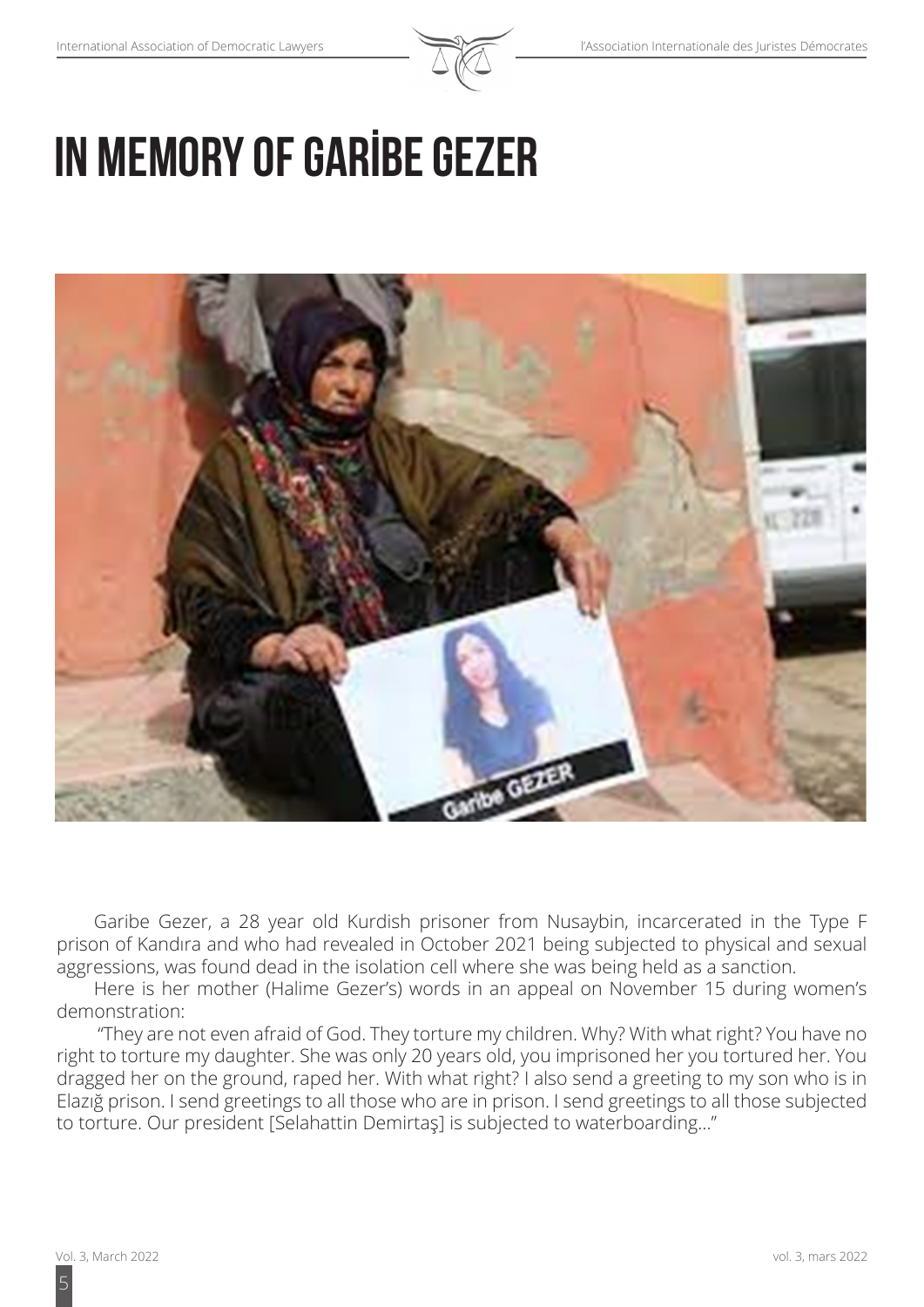# IN MEMORY OF GARİBE GEZER

Garibe Gezer, a 28 year old Kurdish prisoner from Nusaybin, incarcerated in the Type F prison of Kandıra and who had revealed in October 2021 being subjected to physical and sexual aggressions, was found dead in the isolation cell where she was being held as a sanction.

Here is her mother (Halime Gezer's) words in an appeal on November 15 during women's demonstration:

"They are not even afraid of God. They torture my children. Why? With what right? You have no right to torture my daughter. She was only 20 years old, you imprisoned her you tortured her. You dragged her on the ground, raped her. With what right? I also send a greeting to my son who is in Elazığ prison. I send greetings to all those who are in prison. I send greetings to all those subjected to torture. Our president [Selahattin Demirtaş] is subjected to waterboarding..."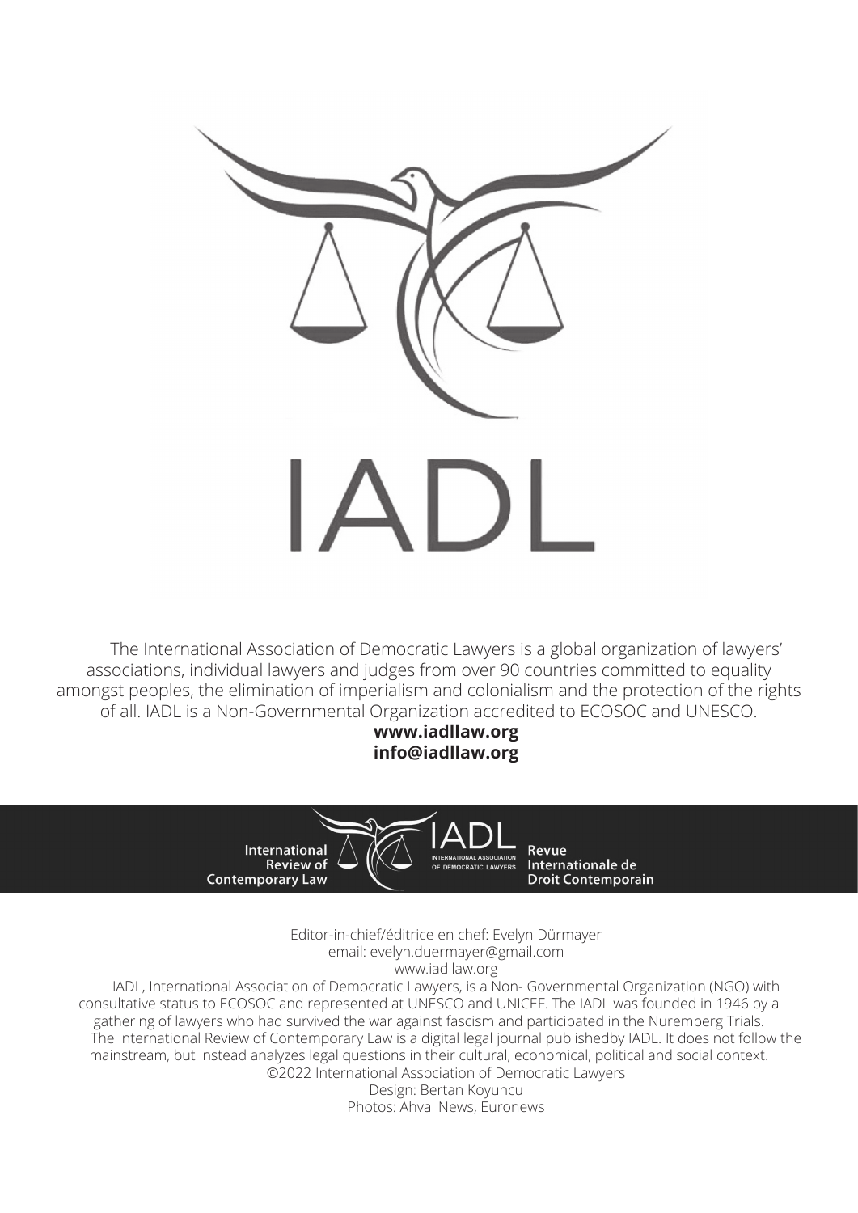IADL

The International Association of Democratic Lawyers is a global organization of lawyers' associations, individual lawyers and judges from over 90 countries committed to equality amongst peoples, the elimination of imperialism and colonialism and the protection of the rights of all. IADL is a Non-Governmental Organization accredited to ECOSOC and UNESCO.

**www.iadllaw.org**
**info@iadllaw.org**

International Review of Contemporary Law

IADL
INTERNATIONAL ASSOCIATION OF DEMOCRATIC LAWYERS

Revue Internationale de Droit Contemporain

Editor-in-chief/éditrice en chef: Evelyn Dürmayer
email: evelyn.duermayer@gmail.com
www.iadllaw.org

IADL, International Association of Democratic Lawyers, is a Non- Governmental Organization (NGO) with consultative status to ECOSOC and represented at UNESCO and UNICEF. The IADL was founded in 1946 by a gathering of lawyers who had survived the war against fascism and participated in the Nuremberg Trials.

The International Review of Contemporary Law is a digital legal journal publishedby IADL. It does not follow the mainstream, but instead analyzes legal questions in their cultural, economical, political and social context.

©2022 International Association of Democratic Lawyers
Design: Bertan Koyuncu
Photos: Ahval News, Euronews